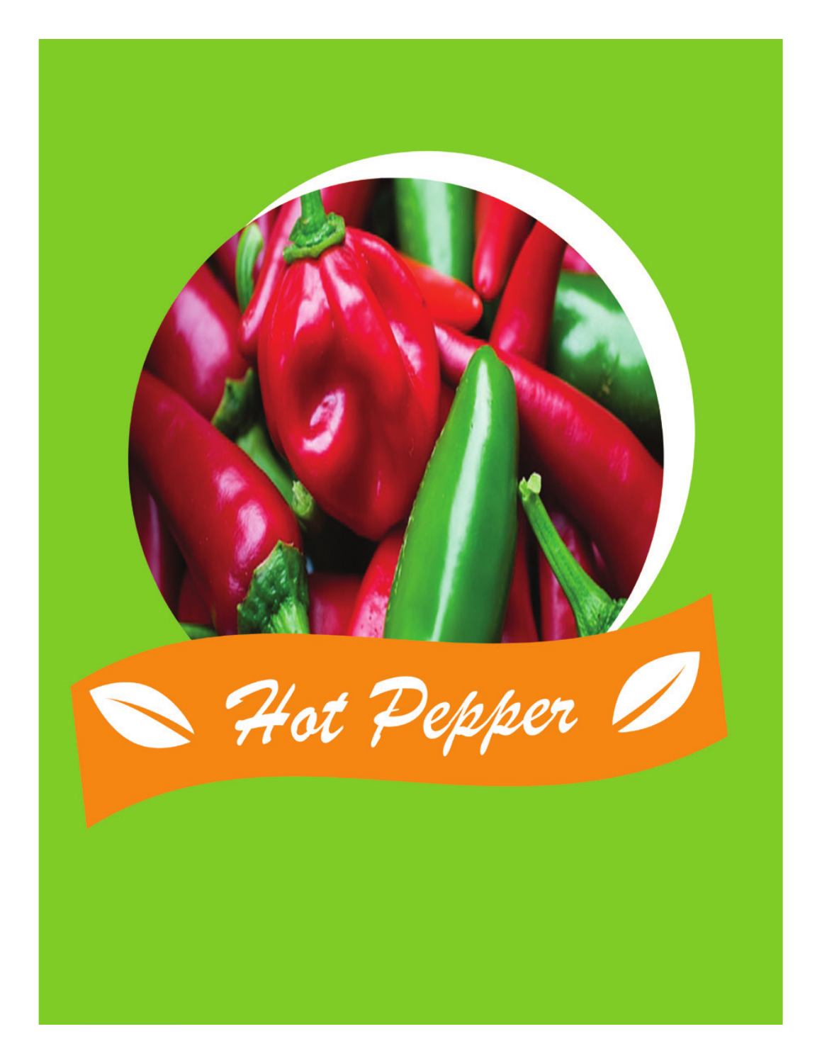# Hot Pepper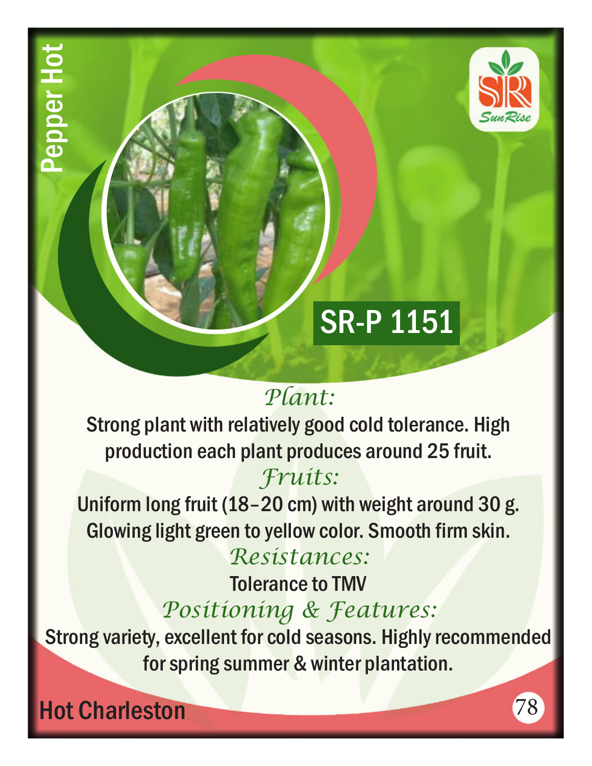Pepper Hot

SunRise

# SR-P 1151

## *Plant:*

Strong plant with relatively good cold tolerance. High production each plant produces around 25 fruit.

## *Fruits:*

Uniform long fruit (18–20 cm) with weight around 30 g. Glowing light green to yellow color. Smooth firm skin.

## *Resistances:*

Tolerance to TMV

## *Positioning & Features:*

Strong variety, excellent for cold seasons. Highly recommended for spring summer & winter plantation.

**Hot Charleston**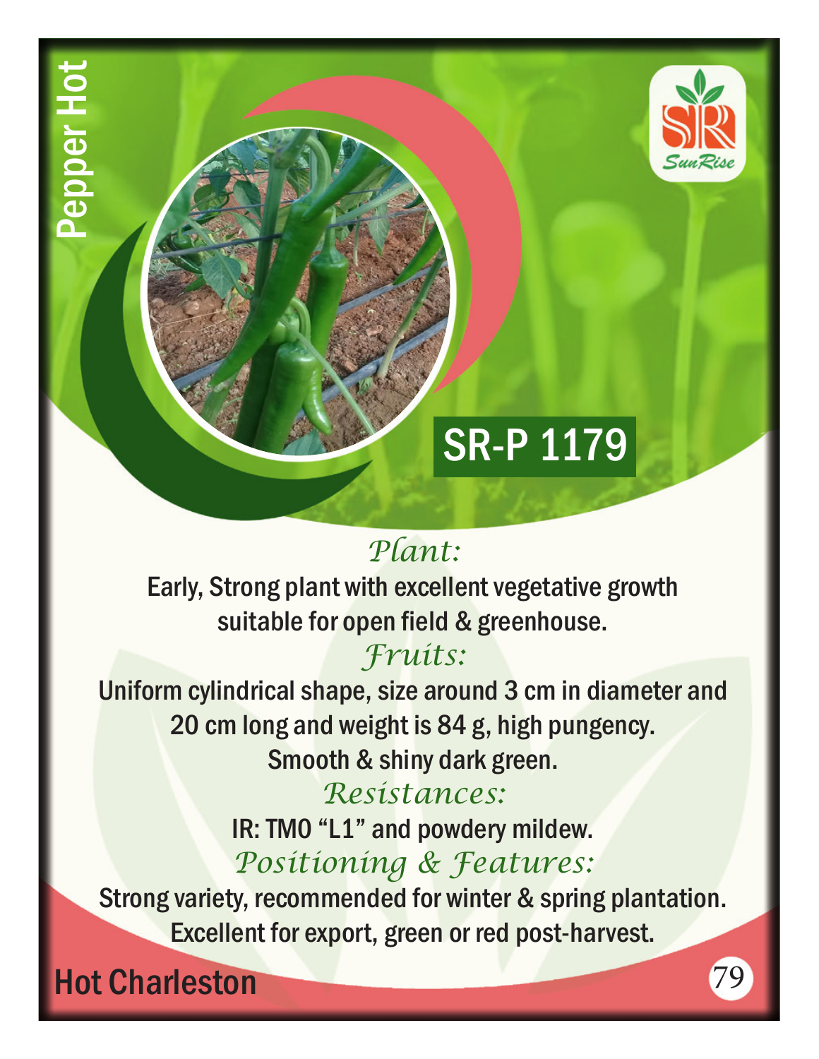# Pepper Hot

## SR-P 1179

### *Plant:*

Early, Strong plant with excellent vegetative growth suitable for open field & greenhouse.

### *Fruits:*

Uniform cylindrical shape, size around 3 cm in diameter and 20 cm long and weight is 84 g, high pungency. Smooth & shiny dark green.

### *Resistances:*

IR: TMO “L1” and powdery mildew.

### *Positioning & Features:*

Strong variety, recommended for winter & spring plantation. Excellent for export, green or red post-harvest.

**Hot Charleston**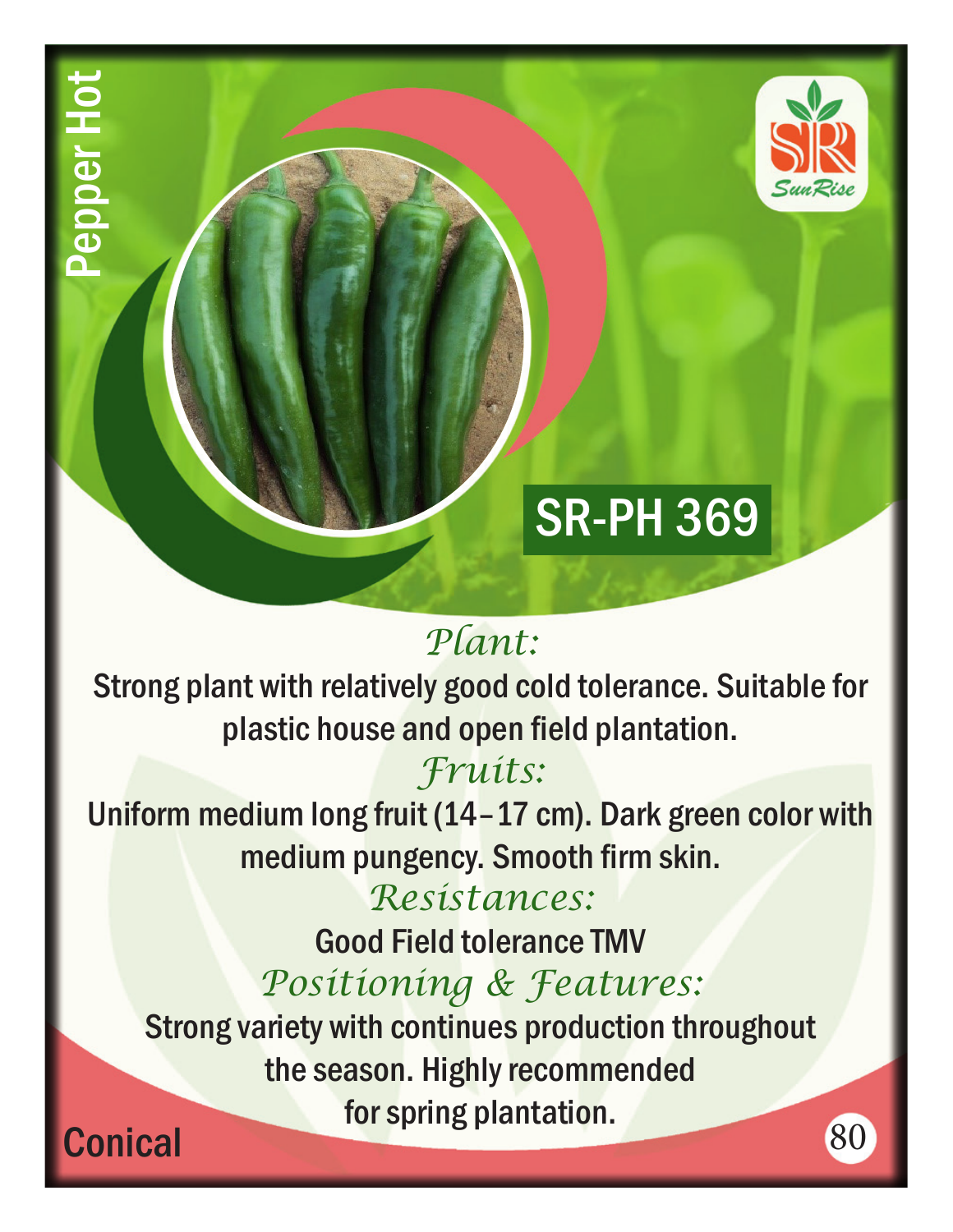Pepper Hot

SunRise

# SR-PH 369

## *Plant:*

Strong plant with relatively good cold tolerance. Suitable for plastic house and open field plantation.

## *Fruits:*

Uniform medium long fruit (14–17 cm). Dark green color with medium pungency. Smooth firm skin.

## *Resistances:*

Good Field tolerance TMV

## *Positioning & Features:*

Strong variety with continues production throughout the season. Highly recommended for spring plantation.

Conical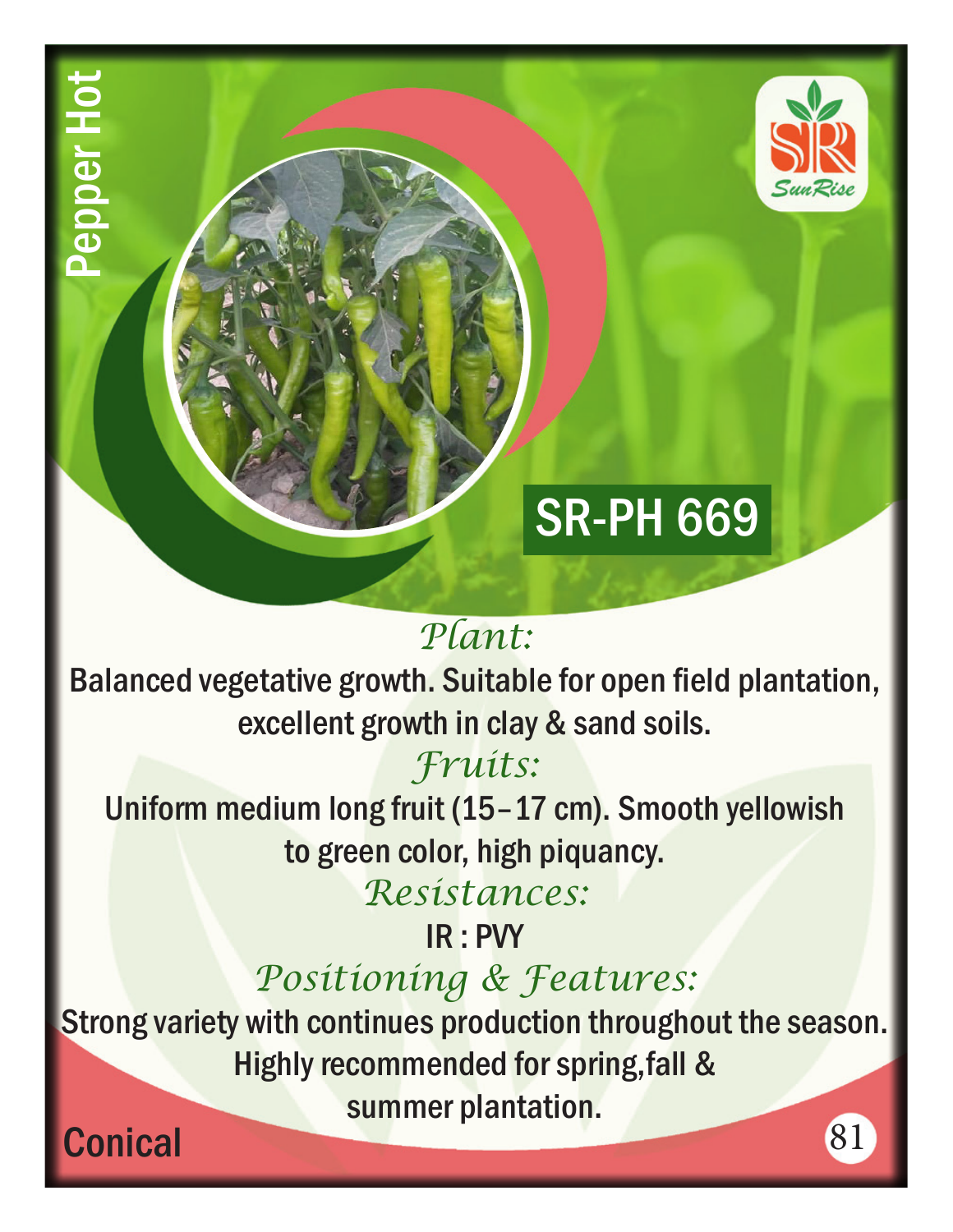Pepper Hot

SunRise

# SR-PH 669

## *Plant:*

Balanced vegetative growth. Suitable for open field plantation, excellent growth in clay & sand soils.

## *Fruits:*

Uniform medium long fruit (15–17 cm). Smooth yellowish to green color, high piquancy.

## *Resistances:*

IR : PVY

## *Positioning & Features:*

Strong variety with continues production throughout the season. Highly recommended for spring,fall & summer plantation.

Conical